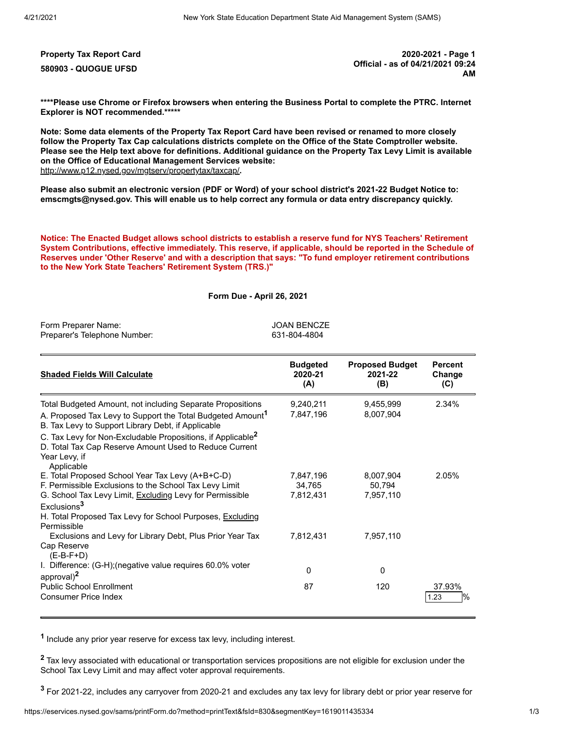**Property Tax Report Card**

**580903 - QUOGUE UFSD**

**2020-2021 - Page 1**
**Official - as of 04/21/2021 09:24 AM**

**\*\*\*\*Please use Chrome or Firefox browsers when entering the Business Portal to complete the PTRC. Internet Explorer is NOT recommended.\*\*\*\*\***

**Note: Some data elements of the Property Tax Report Card have been revised or renamed to more closely follow the Property Tax Cap calculations districts complete on the Office of the State Comptroller website. Please see the Help text above for definitions. Additional guidance on the Property Tax Levy Limit is available on the Office of Educational Management Services website:**
http://www.p12.nysed.gov/mgtserv/propertytax/taxcap/**.**

**Please also submit an electronic version (PDF or Word) of your school district's 2021-22 Budget Notice to: emscmgts@nysed.gov. This will enable us to help correct any formula or data entry discrepancy quickly.**

**Notice: The Enacted Budget allows school districts to establish a reserve fund for NYS Teachers' Retirement System Contributions, effective immediately. This reserve, if applicable, should be reported in the Schedule of Reserves under 'Other Reserve' and with a description that says: "To fund employer retirement contributions to the New York State Teachers' Retirement System (TRS.)"**

**Form Due - April 26, 2021**

| | |
|---|---|
| Form Preparer Name: | JOAN BENCZE |
| Preparer's Telephone Number: | 631-804-4804 |

| **Shaded Fields Will Calculate** | **Budgeted 2020-21 (A)** | **Proposed Budget 2021-22 (B)** | **Percent Change (C)** |
|---|---|---|---|
| Total Budgeted Amount, not including Separate Propositions | 9,240,211 | 9,455,999 | 2.34% |
| A. Proposed Tax Levy to Support the Total Budgeted Amount[1] | 7,847,196 | 8,007,904 | |
| B. Tax Levy to Support Library Debt, if Applicable | | | |
| C. Tax Levy for Non-Excludable Propositions, if Applicable[2] | | | |
| D. Total Tax Cap Reserve Amount Used to Reduce Current Year Levy, if Applicable | | | |
| E. Total Proposed School Year Tax Levy (A+B+C-D) | 7,847,196 | 8,007,904 | 2.05% |
| F. Permissible Exclusions to the School Tax Levy Limit | 34,765 | 50,794 | |
| G. School Tax Levy Limit, Excluding Levy for Permissible Exclusions[3] | 7,812,431 | 7,957,110 | |
| H. Total Proposed Tax Levy for School Purposes, Excluding Permissible Exclusions and Levy for Library Debt, Plus Prior Year Tax Cap Reserve (E-B-F+D) | 7,812,431 | 7,957,110 | |
| I. Difference: (G-H);(negative value requires 60.0% voter approval)[2] | 0 | 0 | |
| Public School Enrollment | 87 | 120 | 37.93% |
| Consumer Price Index | | | 1.23 % |

[1] Include any prior year reserve for excess tax levy, including interest.

[2] Tax levy associated with educational or transportation services propositions are not eligible for exclusion under the School Tax Levy Limit and may affect voter approval requirements.

[3] For 2021-22, includes any carryover from 2020-21 and excludes any tax levy for library debt or prior year reserve for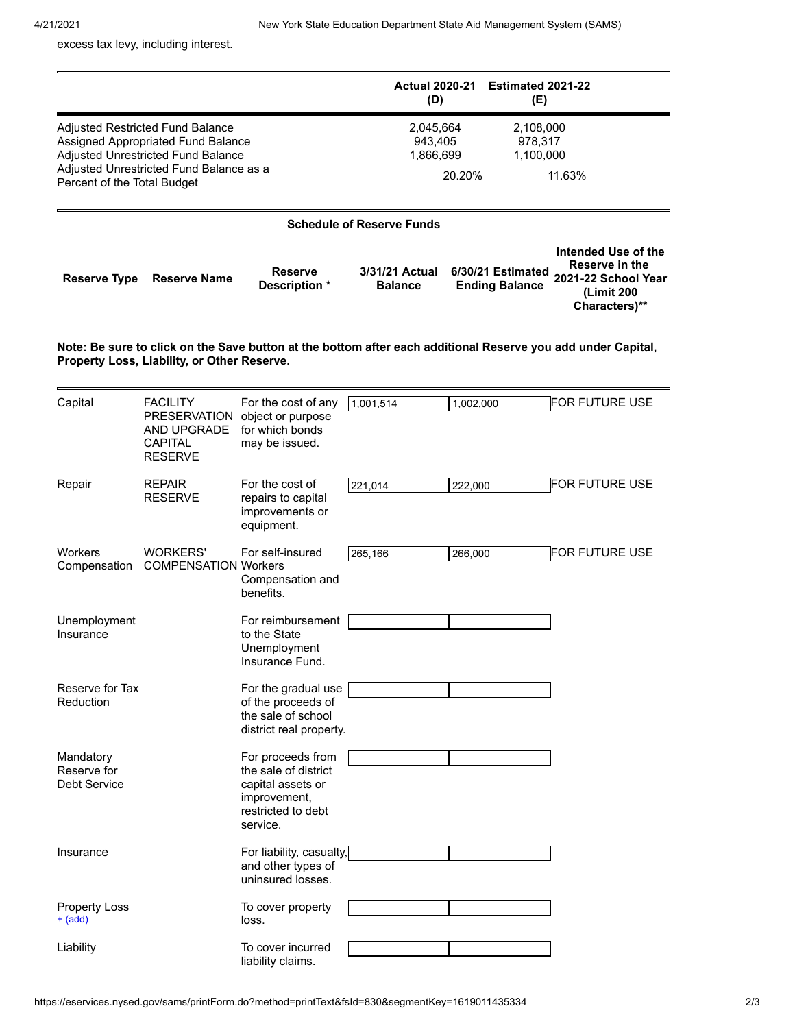excess tax levy, including interest.

| | Actual 2020-21 (D) | Estimated 2021-22 (E) |
|---|---|---|
| Adjusted Restricted Fund Balance | 2,045,664 | 2,108,000 |
| Assigned Appropriated Fund Balance | 943,405 | 978,317 |
| Adjusted Unrestricted Fund Balance | 1,866,699 | 1,100,000 |
| Adjusted Unrestricted Fund Balance as a Percent of the Total Budget | 20.20% | 11.63% |

**Schedule of Reserve Funds**

**Note: Be sure to click on the Save button at the bottom after each additional Reserve you add under Capital, Property Loss, Liability, or Other Reserve.**

| Reserve Type | Reserve Name | Reserve Description * | 3/31/21 Actual Balance | 6/30/21 Estimated Ending Balance | Intended Use of the Reserve in the 2021-22 School Year (Limit 200 Characters)** |
|---|---|---|---|---|---|
| Capital | FACILITY PRESERVATION AND UPGRADE CAPITAL RESERVE | For the cost of any object or purpose for which bonds may be issued. | 1,001,514 | 1,002,000 | FOR FUTURE USE |
| Repair | REPAIR RESERVE | For the cost of repairs to capital improvements or equipment. | 221,014 | 222,000 | FOR FUTURE USE |
| Workers Compensation | WORKERS' COMPENSATION | For self-insured Workers Compensation and benefits. | 265,166 | 266,000 | FOR FUTURE USE |
| Unemployment Insurance | | For reimbursement to the State Unemployment Insurance Fund. | | | |
| Reserve for Tax Reduction | | For the gradual use of the proceeds of the sale of school district real property. | | | |
| Mandatory Reserve for Debt Service | | For proceeds from the sale of district capital assets or improvement, restricted to debt service. | | | |
| Insurance | | For liability, casualty, and other types of uninsured losses. | | | |
| Property Loss + (add) | | To cover property loss. | | | |
| Liability | | To cover incurred liability claims. | | | |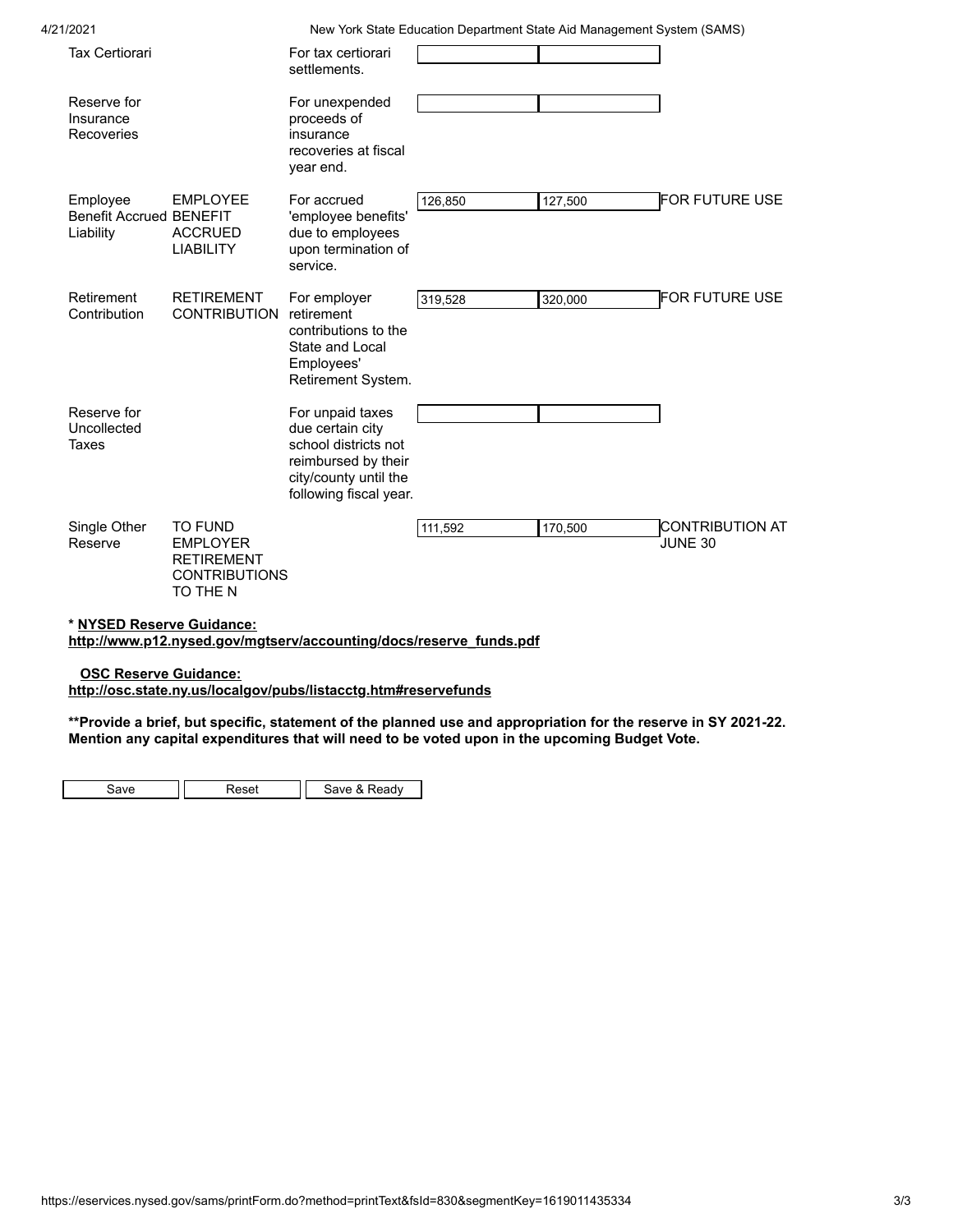| | | | | | |
|---|---|---|---|---|---|
| Tax Certiorari | | For tax certiorari settlements. | | | |
| Reserve for Insurance Recoveries | | For unexpended proceeds of insurance recoveries at fiscal year end. | | | |
| Employee Benefit Accrued Liability | EMPLOYEE BENEFIT ACCRUED LIABILITY | For accrued 'employee benefits' due to employees upon termination of service. | 126,850 | 127,500 | FOR FUTURE USE |
| Retirement Contribution | RETIREMENT CONTRIBUTION | For employer retirement contributions to the State and Local Employees' Retirement System. | 319,528 | 320,000 | FOR FUTURE USE |
| Reserve for Uncollected Taxes | | For unpaid taxes due certain city school districts not reimbursed by their city/county until the following fiscal year. | | | |
| Single Other Reserve | TO FUND EMPLOYER RETIREMENT CONTRIBUTIONS TO THE N | | 111,592 | 170,500 | CONTRIBUTION AT JUNE 30 |

**\* NYSED Reserve Guidance:**
**http://www.p12.nysed.gov/mgtserv/accounting/docs/reserve_funds.pdf**

**OSC Reserve Guidance:**
**http://osc.state.ny.us/localgov/pubs/listacctg.htm#reservefunds**

**\*\*Provide a brief, but specific, statement of the planned use and appropriation for the reserve in SY 2021-22. Mention any capital expenditures that will need to be voted upon in the upcoming Budget Vote.**

Save | Reset | Save & Ready